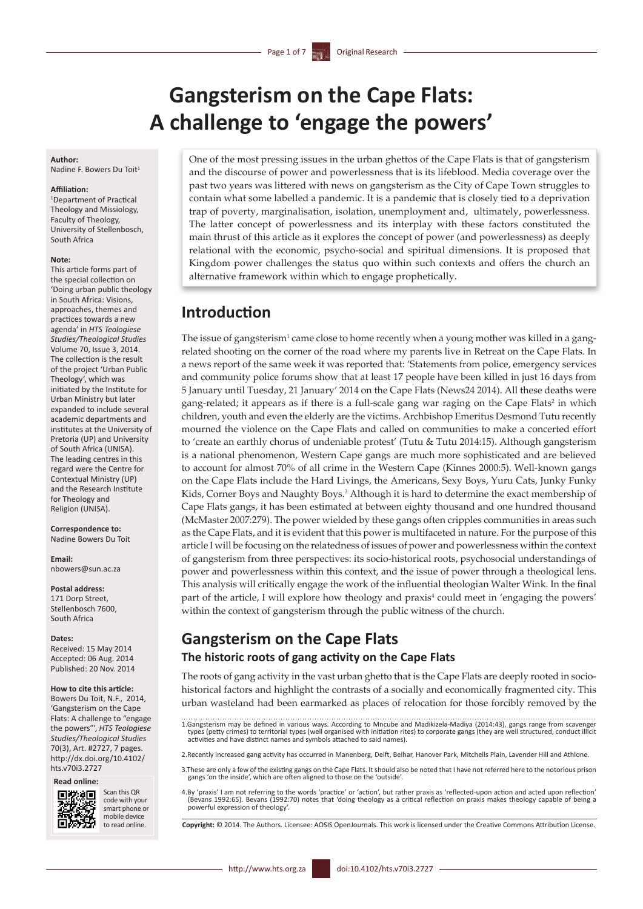# Gangsterism on the Cape Flats: A challenge to 'engage the powers'

**Author:**
Nadine F. Bowers Du Toit[1]

**Affiliation:**
[1]Department of Practical Theology and Missiology, Faculty of Theology, University of Stellenbosch, South Africa

**Note:**
This article forms part of the special collection on 'Doing urban public theology in South Africa: Visions, approaches, themes and practices towards a new agenda' in *HTS Teologiese Studies/Theological Studies* Volume 70, Issue 3, 2014. The collection is the result of the project 'Urban Public Theology', which was initiated by the Institute for Urban Ministry but later expanded to include several academic departments and institutes at the University of Pretoria (UP) and University of South Africa (UNISA). The leading centres in this regard were the Centre for Contextual Ministry (UP) and the Research Institute for Theology and Religion (UNISA).

**Correspondence to:**
Nadine Bowers Du Toit

**Email:**
nbowers@sun.ac.za

**Postal address:**
171 Dorp Street, Stellenbosch 7600, South Africa

**Dates:**
Received: 15 May 2014
Accepted: 06 Aug. 2014
Published: 20 Nov. 2014

**How to cite this article:**
Bowers Du Toit, N.F., 2014, 'Gangsterism on the Cape Flats: A challenge to "engage the powers"', *HTS Teologiese Studies/Theological Studies* 70(3), Art. #2727, 7 pages. http://dx.doi.org/10.4102/hts.v70i3.2727

**Read online:**
Scan this QR code with your smart phone or mobile device to read online.

One of the most pressing issues in the urban ghettos of the Cape Flats is that of gangsterism and the discourse of power and powerlessness that is its lifeblood. Media coverage over the past two years was littered with news on gangsterism as the City of Cape Town struggles to contain what some labelled a pandemic. It is a pandemic that is closely tied to a deprivation trap of poverty, marginalisation, isolation, unemployment and, ultimately, powerlessness. The latter concept of powerlessness and its interplay with these factors constituted the main thrust of this article as it explores the concept of power (and powerlessness) as deeply relational with the economic, psycho-social and spiritual dimensions. It is proposed that Kingdom power challenges the status quo within such contexts and offers the church an alternative framework within which to engage prophetically.

## Introduction

The issue of gangsterism[1] came close to home recently when a young mother was killed in a gang-related shooting on the corner of the road where my parents live in Retreat on the Cape Flats. In a news report of the same week it was reported that: 'Statements from police, emergency services and community police forums show that at least 17 people have been killed in just 16 days from 5 January until Tuesday, 21 January' 2014 on the Cape Flats (News24 2014). All these deaths were gang-related; it appears as if there is a full-scale gang war raging on the Cape Flats[2] in which children, youth and even the elderly are the victims. Archbishop Emeritus Desmond Tutu recently mourned the violence on the Cape Flats and called on communities to make a concerted effort to 'create an earthly chorus of undeniable protest' (Tutu & Tutu 2014:15). Although gangsterism is a national phenomenon, Western Cape gangs are much more sophisticated and are believed to account for almost 70% of all crime in the Western Cape (Kinnes 2000:5). Well-known gangs on the Cape Flats include the Hard Livings, the Americans, Sexy Boys, Yuru Cats, Junky Funky Kids, Corner Boys and Naughty Boys.[3] Although it is hard to determine the exact membership of Cape Flats gangs, it has been estimated at between eighty thousand and one hundred thousand (McMaster 2007:279). The power wielded by these gangs often cripples communities in areas such as the Cape Flats, and it is evident that this power is multifaceted in nature. For the purpose of this article I will be focusing on the relatedness of issues of power and powerlessness within the context of gangsterism from three perspectives: its socio-historical roots, psychosocial understandings of power and powerlessness within this context, and the issue of power through a theological lens. This analysis will critically engage the work of the influential theologian Walter Wink. In the final part of the article, I will explore how theology and praxis[4] could meet in 'engaging the powers' within the context of gangsterism through the public witness of the church.

## Gangsterism on the Cape Flats

### The historic roots of gang activity on the Cape Flats

The roots of gang activity in the vast urban ghetto that is the Cape Flats are deeply rooted in socio-historical factors and highlight the contrasts of a socially and economically fragmented city. This urban wasteland had been earmarked as places of relocation for those forcibly removed by the

1. Gangsterism may be defined in various ways. According to Mncube and Madikizela-Madiya (2014:43), gangs range from scavenger types (petty crimes) to territorial types (well organised with initiation rites) to corporate gangs (they are well structured, conduct illicit activities and have distinct names and symbols attached to said names).

2. Recently increased gang activity has occurred in Manenberg, Delft, Belhar, Hanover Park, Mitchells Plain, Lavender Hill and Athlone.

3. These are only a few of the existing gangs on the Cape Flats. It should also be noted that I have not referred here to the notorious prison gangs 'on the inside', which are often aligned to those on the 'outside'.

4. By 'praxis' I am not referring to the words 'practice' or 'action', but rather praxis as 'reflected-upon action and acted upon reflection' (Bevans 1992:65). Bevans (1992:70) notes that 'doing theology as a critical reflection on praxis makes theology capable of being a powerful expression of theology'.

**Copyright:** © 2014. The Authors. Licensee: AOSIS OpenJournals. This work is licensed under the Creative Commons Attribution License.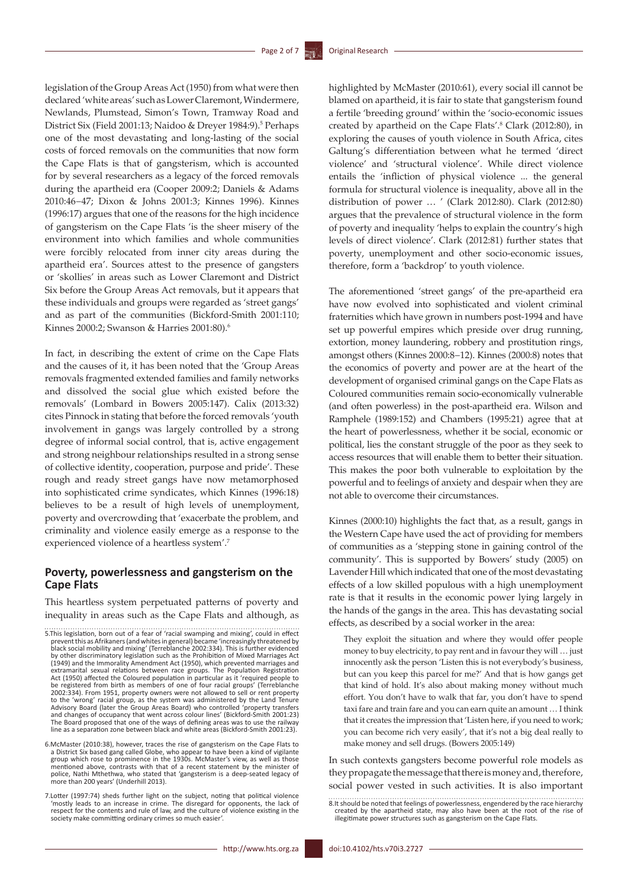legislation of the Group Areas Act (1950) from what were then declared 'white areas' such as Lower Claremont, Windermere, Newlands, Plumstead, Simon's Town, Tramway Road and District Six (Field 2001:13; Naidoo & Dreyer 1984:9).[5] Perhaps one of the most devastating and long-lasting of the social costs of forced removals on the communities that now form the Cape Flats is that of gangsterism, which is accounted for by several researchers as a legacy of the forced removals during the apartheid era (Cooper 2009:2; Daniels & Adams 2010:46–47; Dixon & Johns 2001:3; Kinnes 1996). Kinnes (1996:17) argues that one of the reasons for the high incidence of gangsterism on the Cape Flats 'is the sheer misery of the environment into which families and whole communities were forcibly relocated from inner city areas during the apartheid era'. Sources attest to the presence of gangsters or 'skollies' in areas such as Lower Claremont and District Six before the Group Areas Act removals, but it appears that these individuals and groups were regarded as 'street gangs' and as part of the communities (Bickford-Smith 2001:110; Kinnes 2000:2; Swanson & Harries 2001:80).[6]

In fact, in describing the extent of crime on the Cape Flats and the causes of it, it has been noted that the 'Group Areas removals fragmented extended families and family networks and dissolved the social glue which existed before the removals' (Lombard in Bowers 2005:147). Calix (2013:32) cites Pinnock in stating that before the forced removals 'youth involvement in gangs was largely controlled by a strong degree of informal social control, that is, active engagement and strong neighbour relationships resulted in a strong sense of collective identity, cooperation, purpose and pride'. These rough and ready street gangs have now metamorphosed into sophisticated crime syndicates, which Kinnes (1996:18) believes to be a result of high levels of unemployment, poverty and overcrowding that 'exacerbate the problem, and criminality and violence easily emerge as a response to the experienced violence of a heartless system'.[7]

## Poverty, powerlessness and gangsterism on the Cape Flats

This heartless system perpetuated patterns of poverty and inequality in areas such as the Cape Flats and although, as highlighted by McMaster (2010:61), every social ill cannot be blamed on apartheid, it is fair to state that gangsterism found a fertile 'breeding ground' within the 'socio-economic issues created by apartheid on the Cape Flats'.[8] Clark (2012:80), in exploring the causes of youth violence in South Africa, cites Galtung's differentiation between what he termed 'direct violence' and 'structural violence'. While direct violence entails the 'infliction of physical violence ... the general formula for structural violence is inequality, above all in the distribution of power … ' (Clark 2012:80). Clark (2012:80) argues that the prevalence of structural violence in the form of poverty and inequality 'helps to explain the country's high levels of direct violence'. Clark (2012:81) further states that poverty, unemployment and other socio-economic issues, therefore, form a 'backdrop' to youth violence.

The aforementioned 'street gangs' of the pre-apartheid era have now evolved into sophisticated and violent criminal fraternities which have grown in numbers post-1994 and have set up powerful empires which preside over drug running, extortion, money laundering, robbery and prostitution rings, amongst others (Kinnes 2000:8–12). Kinnes (2000:8) notes that the economics of poverty and power are at the heart of the development of organised criminal gangs on the Cape Flats as Coloured communities remain socio-economically vulnerable (and often powerless) in the post-apartheid era. Wilson and Ramphele (1989:152) and Chambers (1995:21) agree that at the heart of powerlessness, whether it be social, economic or political, lies the constant struggle of the poor as they seek to access resources that will enable them to better their situation. This makes the poor both vulnerable to exploitation by the powerful and to feelings of anxiety and despair when they are not able to overcome their circumstances.

Kinnes (2000:10) highlights the fact that, as a result, gangs in the Western Cape have used the act of providing for members of communities as a 'stepping stone in gaining control of the community'. This is supported by Bowers' study (2005) on Lavender Hill which indicated that one of the most devastating effects of a low skilled populous with a high unemployment rate is that it results in the economic power lying largely in the hands of the gangs in the area. This has devastating social effects, as described by a social worker in the area:

> They exploit the situation and where they would offer people money to buy electricity, to pay rent and in favour they will … just innocently ask the person 'Listen this is not everybody's business, but can you keep this parcel for me?' And that is how gangs get that kind of hold. It's also about making money without much effort. You don't have to walk that far, you don't have to spend taxi fare and train fare and you can earn quite an amount … I think that it creates the impression that 'Listen here, if you need to work; you can become rich very easily', that it's not a big deal really to make money and sell drugs. (Bowers 2005:149)

In such contexts gangsters become powerful role models as they propagate the message that there is money and, therefore, social power vested in such activities. It is also important

5. This legislation, born out of a fear of 'racial swamping and mixing', could in effect prevent this as Afrikaners (and whites in general) became 'increasingly threatened by black social mobility and mixing' (Terreblanche 2002:334). This is further evidenced by other discriminatory legislation such as the Prohibition of Mixed Marriages Act (1949) and the Immorality Amendment Act (1950), which prevented marriages and extramarital sexual relations between race groups. The Population Registration Act (1950) affected the Coloured population in particular as it 'required people to be registered from birth as members of one of four racial groups' (Terreblanche 2002:334). From 1951, property owners were not allowed to sell or rent property to the 'wrong' racial group, as the system was administered by the Land Tenure Advisory Board (later the Group Areas Board) who controlled 'property transfers and changes of occupancy that went across colour lines' (Bickford-Smith 2001:23). The Board proposed that one of the ways of defining areas was to use the railway line as a separation zone between black and white areas (Bickford-Smith 2001:23).

6. McMaster (2010:38), however, traces the rise of gangsterism on the Cape Flats to a District Six based gang called Globe, who appear to have been a kind of vigilante group which rose to prominence in the 1930s. McMaster's view, as well as those mentioned above, contrasts with that of a recent statement by the minister of police, Nathi Mthethwa, who stated that 'gangsterism is a deep-seated legacy of more than 200 years' (Underhill 2013).

7. Lotter (1997:74) sheds further light on the subject, noting that political violence 'mostly leads to an increase in crime. The disregard for opponents, the lack of respect for the contents and rule of law, and the culture of violence existing in the society make committing ordinary crimes so much easier'.

8. It should be noted that feelings of powerlessness, engendered by the race hierarchy created by the apartheid state, may also have been at the root of the rise of illegitimate power structures such as gangsterism on the Cape Flats.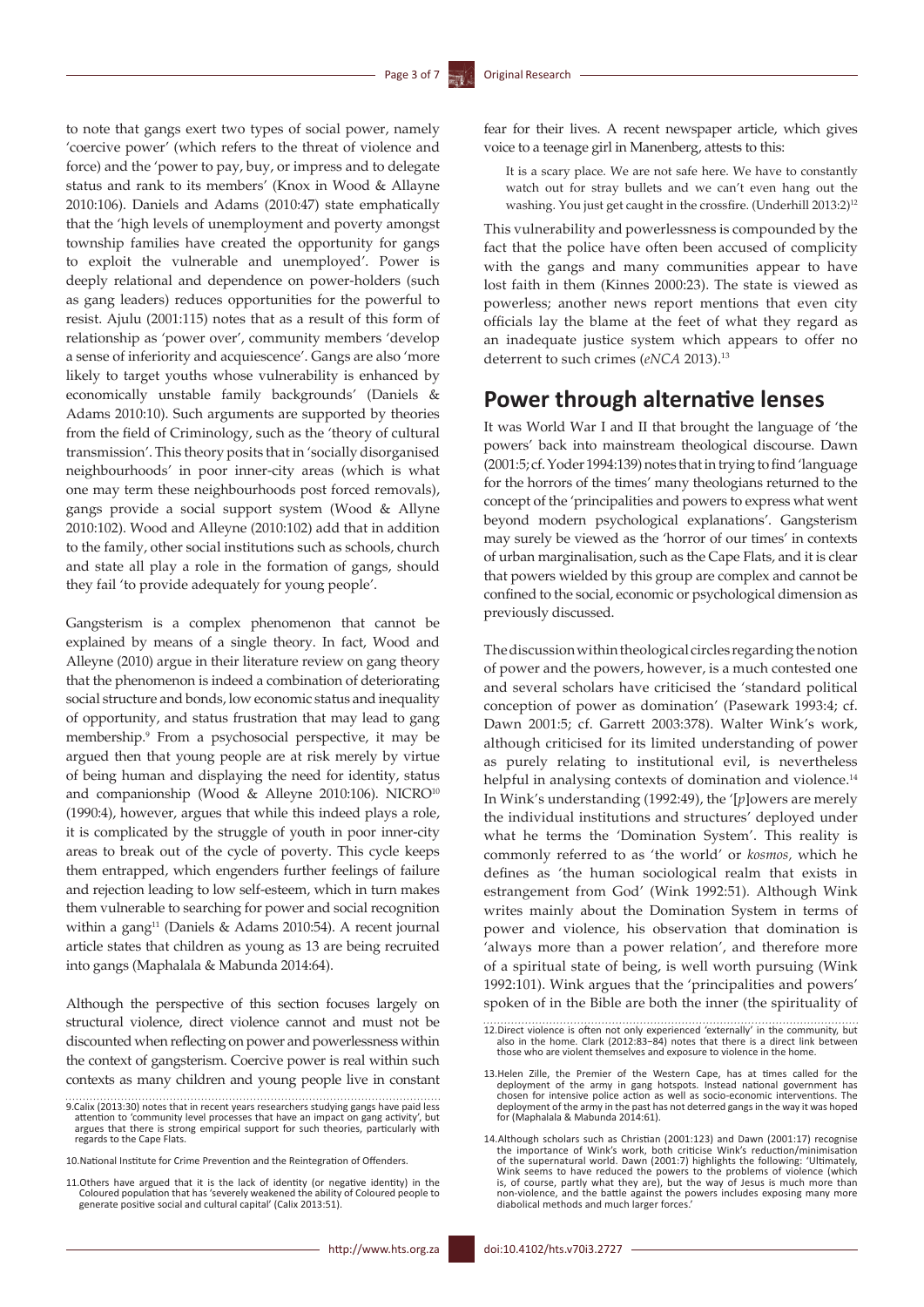to note that gangs exert two types of social power, namely 'coercive power' (which refers to the threat of violence and force) and the 'power to pay, buy, or impress and to delegate status and rank to its members' (Knox in Wood & Allayne 2010:106). Daniels and Adams (2010:47) state emphatically that the 'high levels of unemployment and poverty amongst township families have created the opportunity for gangs to exploit the vulnerable and unemployed'. Power is deeply relational and dependence on power-holders (such as gang leaders) reduces opportunities for the powerful to resist. Ajulu (2001:115) notes that as a result of this form of relationship as 'power over', community members 'develop a sense of inferiority and acquiescence'. Gangs are also 'more likely to target youths whose vulnerability is enhanced by economically unstable family backgrounds' (Daniels & Adams 2010:10). Such arguments are supported by theories from the field of Criminology, such as the 'theory of cultural transmission'. This theory posits that in 'socially disorganised neighbourhoods' in poor inner-city areas (which is what one may term these neighbourhoods post forced removals), gangs provide a social support system (Wood & Allyne 2010:102). Wood and Alleyne (2010:102) add that in addition to the family, other social institutions such as schools, church and state all play a role in the formation of gangs, should they fail 'to provide adequately for young people'.

Gangsterism is a complex phenomenon that cannot be explained by means of a single theory. In fact, Wood and Alleyne (2010) argue in their literature review on gang theory that the phenomenon is indeed a combination of deteriorating social structure and bonds, low economic status and inequality of opportunity, and status frustration that may lead to gang membership.[9] From a psychosocial perspective, it may be argued then that young people are at risk merely by virtue of being human and displaying the need for identity, status and companionship (Wood & Alleyne 2010:106). NICRO[10] (1990:4), however, argues that while this indeed plays a role, it is complicated by the struggle of youth in poor inner-city areas to break out of the cycle of poverty. This cycle keeps them entrapped, which engenders further feelings of failure and rejection leading to low self-esteem, which in turn makes them vulnerable to searching for power and social recognition within a gang[11] (Daniels & Adams 2010:54). A recent journal article states that children as young as 13 are being recruited into gangs (Maphalala & Mabunda 2014:64).

Although the perspective of this section focuses largely on structural violence, direct violence cannot and must not be discounted when reflecting on power and powerlessness within the context of gangsterism. Coercive power is real within such contexts as many children and young people live in constant fear for their lives. A recent newspaper article, which gives voice to a teenage girl in Manenberg, attests to this:

> It is a scary place. We are not safe here. We have to constantly watch out for stray bullets and we can't even hang out the washing. You just get caught in the crossfire. (Underhill 2013:2)[12]

This vulnerability and powerlessness is compounded by the fact that the police have often been accused of complicity with the gangs and many communities appear to have lost faith in them (Kinnes 2000:23). The state is viewed as powerless; another news report mentions that even city officials lay the blame at the feet of what they regard as an inadequate justice system which appears to offer no deterrent to such crimes (*eNCA* 2013).[13]

## Power through alternative lenses

It was World War I and II that brought the language of 'the powers' back into mainstream theological discourse. Dawn (2001:5; cf. Yoder 1994:139) notes that in trying to find 'language for the horrors of the times' many theologians returned to the concept of the 'principalities and powers to express what went beyond modern psychological explanations'. Gangsterism may surely be viewed as the 'horror of our times' in contexts of urban marginalisation, such as the Cape Flats, and it is clear that powers wielded by this group are complex and cannot be confined to the social, economic or psychological dimension as previously discussed.

The discussion within theological circles regarding the notion of power and the powers, however, is a much contested one and several scholars have criticised the 'standard political conception of power as domination' (Pasewark 1993:4; cf. Dawn 2001:5; cf. Garrett 2003:378). Walter Wink's work, although criticised for its limited understanding of power as purely relating to institutional evil, is nevertheless helpful in analysing contexts of domination and violence.[14] In Wink's understanding (1992:49), the '[*p*]owers are merely the individual institutions and structures' deployed under what he terms the 'Domination System'. This reality is commonly referred to as 'the world' or *kosmos,* which he defines as 'the human sociological realm that exists in estrangement from God' (Wink 1992:51). Although Wink writes mainly about the Domination System in terms of power and violence, his observation that domination is 'always more than a power relation', and therefore more of a spiritual state of being, is well worth pursuing (Wink 1992:101). Wink argues that the 'principalities and powers' spoken of in the Bible are both the inner (the spirituality of

9.Calix (2013:30) notes that in recent years researchers studying gangs have paid less attention to 'community level processes that have an impact on gang activity', but argues that there is strong empirical support for such theories, particularly with regards to the Cape Flats.

10.National Institute for Crime Prevention and the Reintegration of Offenders.

11.Others have argued that it is the lack of identity (or negative identity) in the Coloured population that has 'severely weakened the ability of Coloured people to generate positive social and cultural capital' (Calix 2013:51).

12.Direct violence is often not only experienced 'externally' in the community, but also in the home. Clark (2012:83–84) notes that there is a direct link between those who are violent themselves and exposure to violence in the home.

13.Helen Zille, the Premier of the Western Cape, has at times called for the deployment of the army in gang hotspots. Instead national government has chosen for intensive police action as well as socio-economic interventions. The deployment of the army in the past has not deterred gangs in the way it was hoped for (Maphalala & Mabunda 2014:61).

14.Although scholars such as Christian (2001:123) and Dawn (2001:17) recognise the importance of Wink's work, both criticise Wink's reduction/minimisation of the supernatural world. Dawn (2001:7) highlights the following: 'Ultimately, Wink seems to have reduced the powers to the problems of violence (which is, of course, partly what they are), but the way of Jesus is much more than non-violence, and the battle against the powers includes exposing many more diabolical methods and much larger forces.'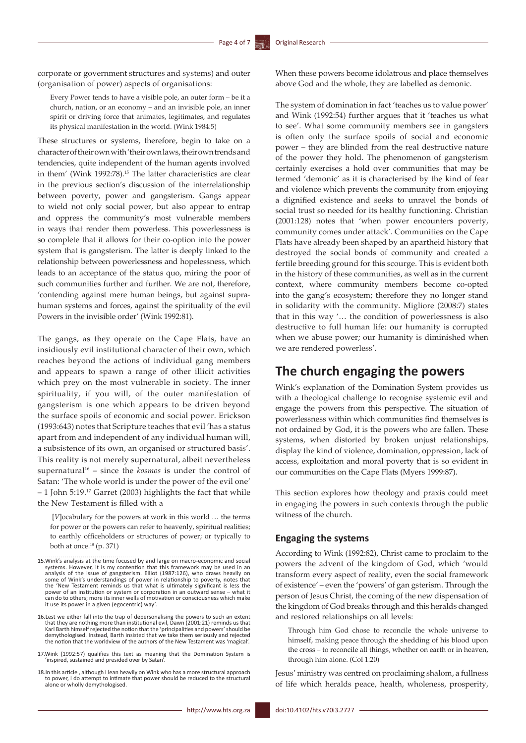corporate or government structures and systems) and outer (organisation of power) aspects of organisations:

> Every Power tends to have a visible pole, an outer form – be it a church, nation, or an economy – and an invisible pole, an inner spirit or driving force that animates, legitimates, and regulates its physical manifestation in the world. (Wink 1984:5)

These structures or systems, therefore, begin to take on a character of their own with 'their own laws, their own trends and tendencies, quite independent of the human agents involved in them' (Wink 1992:78).[15] The latter characteristics are clear in the previous section's discussion of the interrelationship between poverty, power and gangsterism. Gangs appear to wield not only social power, but also appear to entrap and oppress the community's most vulnerable members in ways that render them powerless. This powerlessness is so complete that it allows for their co-option into the power system that is gangsterism. The latter is deeply linked to the relationship between powerlessness and hopelessness, which leads to an acceptance of the status quo, miring the poor of such communities further and further. We are not, therefore, 'contending against mere human beings, but against supra-human systems and forces, against the spirituality of the evil Powers in the invisible order' (Wink 1992:81).

The gangs, as they operate on the Cape Flats, have an insidiously evil institutional character of their own, which reaches beyond the actions of individual gang members and appears to spawn a range of other illicit activities which prey on the most vulnerable in society. The inner spirituality, if you will, of the outer manifestation of gangsterism is one which appears to be driven beyond the surface spoils of economic and social power. Erickson (1993:643) notes that Scripture teaches that evil 'has a status apart from and independent of any individual human will, a subsistence of its own, an organised or structured basis'. This reality is not merely supernatural, albeit nevertheless supernatural[16] – since the *kosmos* is under the control of Satan: 'The whole world is under the power of the evil one' – 1 John 5:19.[17] Garret (2003) highlights the fact that while the New Testament is filled with a

> [*V*]ocabulary for the powers at work in this world … the terms for power or the powers can refer to heavenly, spiritual realities; to earthly officeholders or structures of power; or typically to both at once.[18] (p. 371)

When these powers become idolatrous and place themselves above God and the whole, they are labelled as demonic.

The system of domination in fact 'teaches us to value power' and Wink (1992:54) further argues that it 'teaches us what to see'. What some community members see in gangsters is often only the surface spoils of social and economic power – they are blinded from the real destructive nature of the power they hold. The phenomenon of gangsterism certainly exercises a hold over communities that may be termed 'demonic' as it is characterised by the kind of fear and violence which prevents the community from enjoying a dignified existence and seeks to unravel the bonds of social trust so needed for its healthy functioning. Christian (2001:128) notes that 'when power encounters poverty, community comes under attack'. Communities on the Cape Flats have already been shaped by an apartheid history that destroyed the social bonds of community and created a fertile breeding ground for this scourge. This is evident both in the history of these communities, as well as in the current context, where community members become co-opted into the gang's ecosystem; therefore they no longer stand in solidarity with the community. Migliore (2008:7) states that in this way '… the condition of powerlessness is also destructive to full human life: our humanity is corrupted when we abuse power; our humanity is diminished when we are rendered powerless'.

## The church engaging the powers

Wink's explanation of the Domination System provides us with a theological challenge to recognise systemic evil and engage the powers from this perspective. The situation of powerlessness within which communities find themselves is not ordained by God, it is the powers who are fallen. These systems, when distorted by broken unjust relationships, display the kind of violence, domination, oppression, lack of access, exploitation and moral poverty that is so evident in our communities on the Cape Flats (Myers 1999:87).

This section explores how theology and praxis could meet in engaging the powers in such contexts through the public witness of the church.

### Engaging the systems

According to Wink (1992:82), Christ came to proclaim to the powers the advent of the kingdom of God, which 'would transform every aspect of reality, even the social framework of existence' – even the 'powers' of gan gsterism. Through the person of Jesus Christ, the coming of the new dispensation of the kingdom of God breaks through and this heralds changed and restored relationships on all levels:

> Through him God chose to reconcile the whole universe to himself, making peace through the shedding of his blood upon the cross – to reconcile all things, whether on earth or in heaven, through him alone. (Col 1:20)

Jesus' ministry was centred on proclaiming shalom, a fullness of life which heralds peace, health, wholeness, prosperity,

15. Wink's analysis at the time focused by and large on macro-economic and social systems. However, it is my contention that this framework may be used in an analysis of the issue of gangsterism. Elliot (1987:126), who draws heavily on some of Wink's understandings of power in relationship to poverty, notes that the 'New Testament reminds us that what is ultimately significant is less the power of an institution or system or corporation in an outward sense – what it can do to others; more its inner wells of motivation or consciousness which make it use its power in a given (egocentric) way'.

16. Lest we either fall into the trap of depersonalising the powers to such an extent that they are nothing more than institutional evil, Dawn (2001:21) reminds us that Karl Barth himself rejected the notion that the 'principalities and powers' should be demythologised. Instead, Barth insisted that we take them seriously and rejected the notion that the worldview of the authors of the New Testament was 'magical'.

17. Wink (1992:57) qualifies this text as meaning that the Domination System is 'inspired, sustained and presided over by Satan'.

18. In this article , although I lean heavily on Wink who has a more structural approach to power, I do attempt to intimate that power should be reduced to the structural alone or wholly demythologised.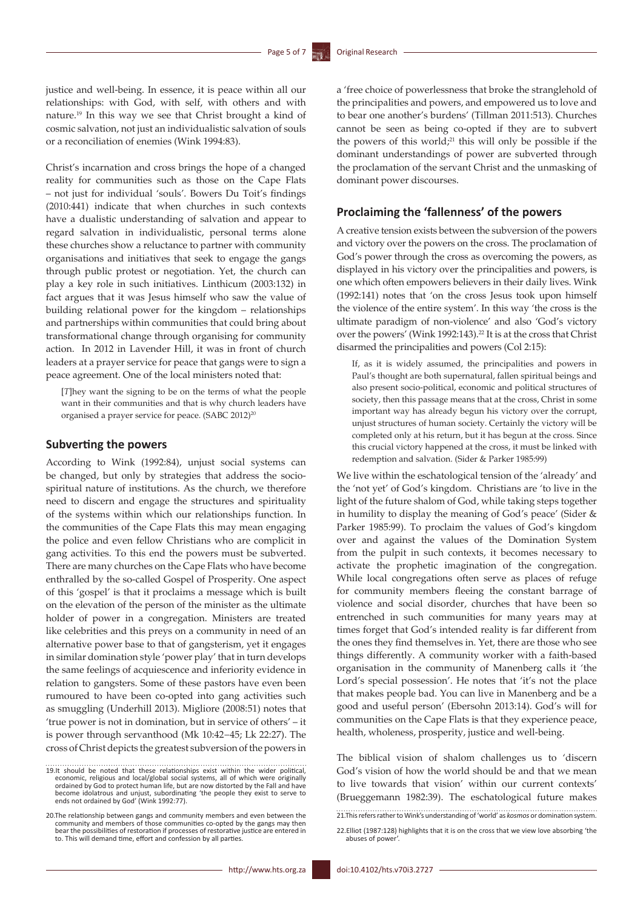justice and well-being. In essence, it is peace within all our relationships: with God, with self, with others and with nature.[19] In this way we see that Christ brought a kind of cosmic salvation, not just an individualistic salvation of souls or a reconciliation of enemies (Wink 1994:83).

Christ's incarnation and cross brings the hope of a changed reality for communities such as those on the Cape Flats – not just for individual 'souls'. Bowers Du Toit's findings (2010:441) indicate that when churches in such contexts have a dualistic understanding of salvation and appear to regard salvation in individualistic, personal terms alone these churches show a reluctance to partner with community organisations and initiatives that seek to engage the gangs through public protest or negotiation. Yet, the church can play a key role in such initiatives. Linthicum (2003:132) in fact argues that it was Jesus himself who saw the value of building relational power for the kingdom – relationships and partnerships within communities that could bring about transformational change through organising for community action. In 2012 in Lavender Hill, it was in front of church leaders at a prayer service for peace that gangs were to sign a peace agreement. One of the local ministers noted that:

> [*T*]hey want the signing to be on the terms of what the people want in their communities and that is why church leaders have organised a prayer service for peace. (SABC 2012)[20]

## Subverting the powers

According to Wink (1992:84), unjust social systems can be changed, but only by strategies that address the socio-spiritual nature of institutions. As the church, we therefore need to discern and engage the structures and spirituality of the systems within which our relationships function. In the communities of the Cape Flats this may mean engaging the police and even fellow Christians who are complicit in gang activities. To this end the powers must be subverted. There are many churches on the Cape Flats who have become enthralled by the so-called Gospel of Prosperity. One aspect of this 'gospel' is that it proclaims a message which is built on the elevation of the person of the minister as the ultimate holder of power in a congregation. Ministers are treated like celebrities and this preys on a community in need of an alternative power base to that of gangsterism, yet it engages in similar domination style 'power play' that in turn develops the same feelings of acquiescence and inferiority evidence in relation to gangsters. Some of these pastors have even been rumoured to have been co-opted into gang activities such as smuggling (Underhill 2013). Migliore (2008:51) notes that 'true power is not in domination, but in service of others' – it is power through servanthood (Mk 10:42–45; Lk 22:27). The cross of Christ depicts the greatest subversion of the powers in a 'free choice of powerlessness that broke the stranglehold of the principalities and powers, and empowered us to love and to bear one another's burdens' (Tillman 2011:513). Churches cannot be seen as being co-opted if they are to subvert the powers of this world;[21] this will only be possible if the dominant understandings of power are subverted through the proclamation of the servant Christ and the unmasking of dominant power discourses.

## Proclaiming the 'fallenness' of the powers

A creative tension exists between the subversion of the powers and victory over the powers on the cross. The proclamation of God's power through the cross as overcoming the powers, as displayed in his victory over the principalities and powers, is one which often empowers believers in their daily lives. Wink (1992:141) notes that 'on the cross Jesus took upon himself the violence of the entire system'. In this way 'the cross is the ultimate paradigm of non-violence' and also 'God's victory over the powers' (Wink 1992:143).[22] It is at the cross that Christ disarmed the principalities and powers (Col 2:15):

> If, as it is widely assumed, the principalities and powers in Paul's thought are both supernatural, fallen spiritual beings and also present socio-political, economic and political structures of society, then this passage means that at the cross, Christ in some important way has already begun his victory over the corrupt, unjust structures of human society. Certainly the victory will be completed only at his return, but it has begun at the cross. Since this crucial victory happened at the cross, it must be linked with redemption and salvation. (Sider & Parker 1985:99)

We live within the eschatological tension of the 'already' and the 'not yet' of God's kingdom. Christians are 'to live in the light of the future shalom of God, while taking steps together in humility to display the meaning of God's peace' (Sider & Parker 1985:99). To proclaim the values of God's kingdom over and against the values of the Domination System from the pulpit in such contexts, it becomes necessary to activate the prophetic imagination of the congregation. While local congregations often serve as places of refuge for community members fleeing the constant barrage of violence and social disorder, churches that have been so entrenched in such communities for many years may at times forget that God's intended reality is far different from the ones they find themselves in. Yet, there are those who see things differently. A community worker with a faith-based organisation in the community of Manenberg calls it 'the Lord's special possession'. He notes that 'it's not the place that makes people bad. You can live in Manenberg and be a good and useful person' (Ebersohn 2013:14). God's will for communities on the Cape Flats is that they experience peace, health, wholeness, prosperity, justice and well-being.

The biblical vision of shalom challenges us to 'discern God's vision of how the world should be and that we mean to live towards that vision' within our current contexts' (Brueggemann 1982:39). The eschatological future makes

19. It should be noted that these relationships exist within the wider political, economic, religious and local/global social systems, all of which were originally ordained by God to protect human life, but are now distorted by the Fall and have become idolatrous and unjust, subordinating 'the people they exist to serve to ends not ordained by God' (Wink 1992:77).

20. The relationship between gangs and community members and even between the community and members of those communities co-opted by the gangs may then bear the possibilities of restoration if processes of restorative justice are entered in to. This will demand time, effort and confession by all parties.

21. This refers rather to Wink's understanding of 'world' as *kosmos* or domination system.

22. Elliot (1987:128) highlights that it is on the cross that we view love absorbing 'the abuses of power'.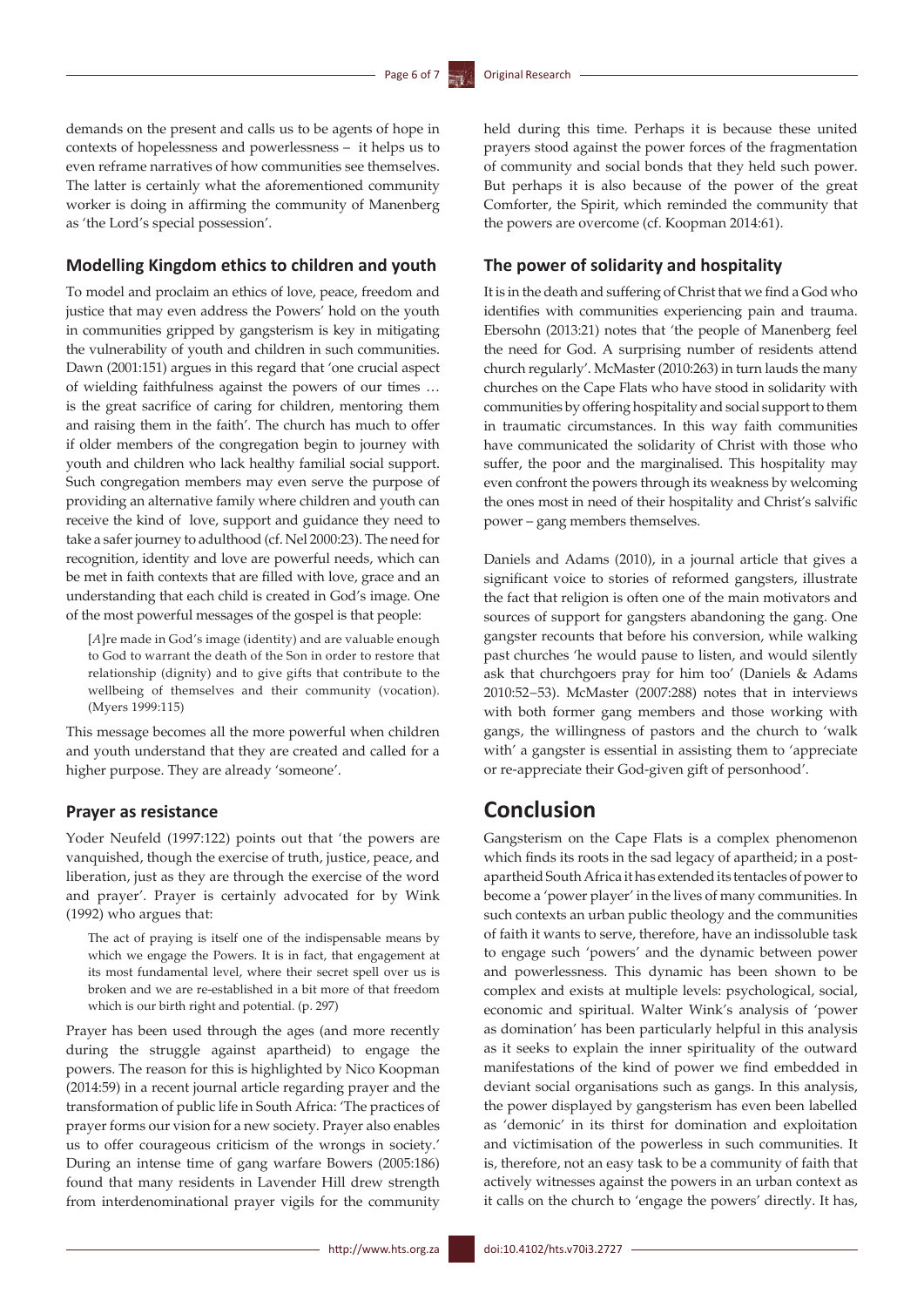demands on the present and calls us to be agents of hope in contexts of hopelessness and powerlessness – it helps us to even reframe narratives of how communities see themselves. The latter is certainly what the aforementioned community worker is doing in affirming the community of Manenberg as 'the Lord's special possession'.

### Modelling Kingdom ethics to children and youth

To model and proclaim an ethics of love, peace, freedom and justice that may even address the Powers' hold on the youth in communities gripped by gangsterism is key in mitigating the vulnerability of youth and children in such communities. Dawn (2001:151) argues in this regard that 'one crucial aspect of wielding faithfulness against the powers of our times … is the great sacrifice of caring for children, mentoring them and raising them in the faith'. The church has much to offer if older members of the congregation begin to journey with youth and children who lack healthy familial social support. Such congregation members may even serve the purpose of providing an alternative family where children and youth can receive the kind of love, support and guidance they need to take a safer journey to adulthood (cf. Nel 2000:23). The need for recognition, identity and love are powerful needs, which can be met in faith contexts that are filled with love, grace and an understanding that each child is created in God's image. One of the most powerful messages of the gospel is that people:

> [*A*]re made in God's image (identity) and are valuable enough to God to warrant the death of the Son in order to restore that relationship (dignity) and to give gifts that contribute to the wellbeing of themselves and their community (vocation). (Myers 1999:115)

This message becomes all the more powerful when children and youth understand that they are created and called for a higher purpose. They are already 'someone'.

### Prayer as resistance

Yoder Neufeld (1997:122) points out that 'the powers are vanquished, though the exercise of truth, justice, peace, and liberation, just as they are through the exercise of the word and prayer'. Prayer is certainly advocated for by Wink (1992) who argues that:

> The act of praying is itself one of the indispensable means by which we engage the Powers. It is in fact, that engagement at its most fundamental level, where their secret spell over us is broken and we are re-established in a bit more of that freedom which is our birth right and potential. (p. 297)

Prayer has been used through the ages (and more recently during the struggle against apartheid) to engage the powers. The reason for this is highlighted by Nico Koopman (2014:59) in a recent journal article regarding prayer and the transformation of public life in South Africa: 'The practices of prayer forms our vision for a new society. Prayer also enables us to offer courageous criticism of the wrongs in society.' During an intense time of gang warfare Bowers (2005:186) found that many residents in Lavender Hill drew strength from interdenominational prayer vigils for the community held during this time. Perhaps it is because these united prayers stood against the power forces of the fragmentation of community and social bonds that they held such power. But perhaps it is also because of the power of the great Comforter, the Spirit, which reminded the community that the powers are overcome (cf. Koopman 2014:61).

### The power of solidarity and hospitality

It is in the death and suffering of Christ that we find a God who identifies with communities experiencing pain and trauma. Ebersohn (2013:21) notes that 'the people of Manenberg feel the need for God. A surprising number of residents attend church regularly'. McMaster (2010:263) in turn lauds the many churches on the Cape Flats who have stood in solidarity with communities by offering hospitality and social support to them in traumatic circumstances. In this way faith communities have communicated the solidarity of Christ with those who suffer, the poor and the marginalised. This hospitality may even confront the powers through its weakness by welcoming the ones most in need of their hospitality and Christ's salvific power – gang members themselves.

Daniels and Adams (2010), in a journal article that gives a significant voice to stories of reformed gangsters, illustrate the fact that religion is often one of the main motivators and sources of support for gangsters abandoning the gang. One gangster recounts that before his conversion, while walking past churches 'he would pause to listen, and would silently ask that churchgoers pray for him too' (Daniels & Adams 2010:52–53). McMaster (2007:288) notes that in interviews with both former gang members and those working with gangs, the willingness of pastors and the church to 'walk with' a gangster is essential in assisting them to 'appreciate or re-appreciate their God-given gift of personhood'.

## Conclusion

Gangsterism on the Cape Flats is a complex phenomenon which finds its roots in the sad legacy of apartheid; in a post-apartheid South Africa it has extended its tentacles of power to become a 'power player' in the lives of many communities. In such contexts an urban public theology and the communities of faith it wants to serve, therefore, have an indissoluble task to engage such 'powers' and the dynamic between power and powerlessness. This dynamic has been shown to be complex and exists at multiple levels: psychological, social, economic and spiritual. Walter Wink's analysis of 'power as domination' has been particularly helpful in this analysis as it seeks to explain the inner spirituality of the outward manifestations of the kind of power we find embedded in deviant social organisations such as gangs. In this analysis, the power displayed by gangsterism has even been labelled as 'demonic' in its thirst for domination and exploitation and victimisation of the powerless in such communities. It is, therefore, not an easy task to be a community of faith that actively witnesses against the powers in an urban context as it calls on the church to 'engage the powers' directly. It has,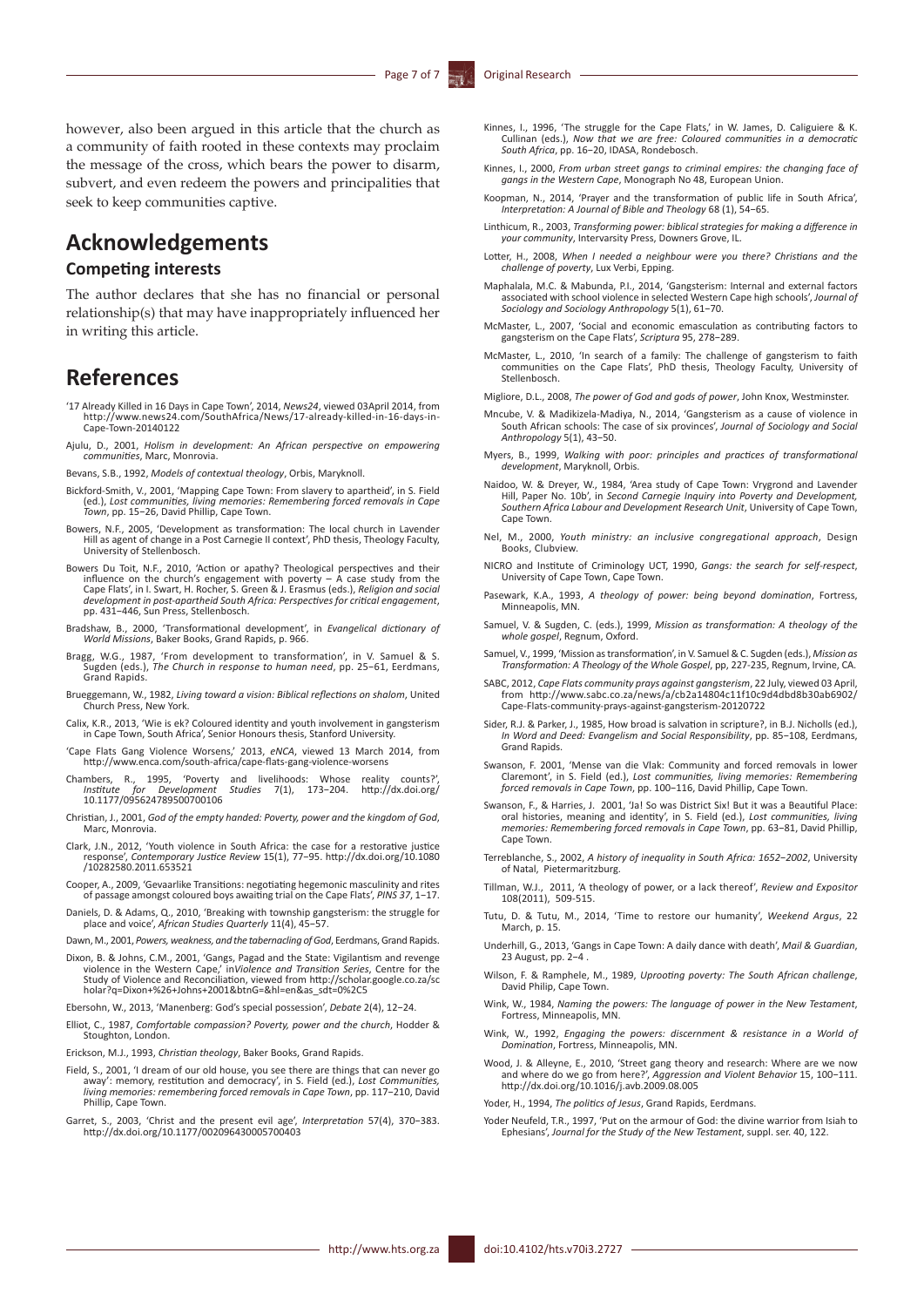however, also been argued in this article that the church as a community of faith rooted in these contexts may proclaim the message of the cross, which bears the power to disarm, subvert, and even redeem the powers and principalities that seek to keep communities captive.

# Acknowledgements

## Competing interests

The author declares that she has no financial or personal relationship(s) that may have inappropriately influenced her in writing this article.

# References

'17 Already Killed in 16 Days in Cape Town', 2014, *News24*, viewed 03April 2014, from http://www.news24.com/SouthAfrica/News/17-already-killed-in-16-days-in-Cape-Town-20140122

Ajulu, D., 2001, *Holism in development: An African perspective on empowering communities*, Marc, Monrovia.

Bevans, S.B., 1992, *Models of contextual theology*, Orbis, Maryknoll.

Bickford-Smith, V., 2001, 'Mapping Cape Town: From slavery to apartheid', in S. Field (ed.), *Lost communities, living memories: Remembering forced removals in Cape Town*, pp. 15–26, David Phillip, Cape Town.

Bowers, N.F., 2005, 'Development as transformation: The local church in Lavender Hill as agent of change in a Post Carnegie II context', PhD thesis, Theology Faculty, University of Stellenbosch.

Bowers Du Toit, N.F., 2010, 'Action or apathy? Theological perspectives and their influence on the church's engagement with poverty – A case study from the Cape Flats', in I. Swart, H. Rocher, S. Green & J. Erasmus (eds.), *Religion and social development in post-apartheid South Africa: Perspectives for critical engagement*, pp. 431–446, Sun Press, Stellenbosch.

Bradshaw, B., 2000, 'Transformational development', in *Evangelical dictionary of World Missions*, Baker Books, Grand Rapids, p. 966.

Bragg, W.G., 1987, 'From development to transformation', in V. Samuel & S. Sugden (eds.), *The Church in response to human need*, pp. 25–61, Eerdmans, Grand Rapids.

Brueggemann, W., 1982, *Living toward a vision: Biblical reflections on shalom*, United Church Press, New York.

Calix, K.R., 2013, 'Wie is ek? Coloured identity and youth involvement in gangsterism in Cape Town, South Africa', Senior Honours thesis, Stanford University.

'Cape Flats Gang Violence Worsens,' 2013, *eNCA*, viewed 13 March 2014, from http://www.enca.com/south-africa/cape-flats-gang-violence-worsens

Chambers, R., 1995, 'Poverty and livelihoods: Whose reality counts?', *Institute for Development Studies* 7(1), 173–204. http://dx.doi.org/10.1177/095624789500700106

Christian, J., 2001, *God of the empty handed: Poverty, power and the kingdom of God*, Marc, Monrovia.

Clark, J.N., 2012, 'Youth violence in South Africa: the case for a restorative justice response', *Contemporary Justice Review* 15(1), 77–95. http://dx.doi.org/10.1080/10282580.2011.653521

Cooper, A., 2009, 'Gevaarlike Transitions: negotiating hegemonic masculinity and rites of passage amongst coloured boys awaiting trial on the Cape Flats', *PINS 37*, 1–17.

Daniels, D. & Adams, Q., 2010, 'Breaking with township gangsterism: the struggle for place and voice', *African Studies Quarterly* 11(4), 45–57.

Dawn, M., 2001, *Powers, weakness, and the tabernacling of God*, Eerdmans, Grand Rapids.

Dixon, B. & Johns, C.M., 2001, 'Gangs, Pagad and the State: Vigilantism and revenge violence in the Western Cape,' in*Violence and Transition Series*, Centre for the Study of Violence and Reconciliation, viewed from http://scholar.google.co.za/scholar?q=Dixon+%26+Johns+2001&btnG=&hl=en&as_sdt=0%2C5

Ebersohn, W., 2013, 'Manenberg: God's special possession', *Debate* 2(4), 12–24.

Elliot, C., 1987, *Comfortable compassion? Poverty, power and the church*, Hodder & Stoughton, London.

Erickson, M.J., 1993, *Christian theology*, Baker Books, Grand Rapids.

Field, S., 2001, 'I dream of our old house, you see there are things that can never go away': memory, restitution and democracy', in S. Field (ed.), *Lost Communities, living memories: remembering forced removals in Cape Town*, pp. 117–210, David Phillip, Cape Town.

Garret, S., 2003, 'Christ and the present evil age', *Interpretation* 57(4), 370–383. http://dx.doi.org/10.1177/002096430005700403

Kinnes, I., 1996, 'The struggle for the Cape Flats,' in W. James, D. Caliguiere & K. Cullinan (eds.), *Now that we are free: Coloured communities in a democratic South Africa*, pp. 16–20, IDASA, Rondebosch.

Kinnes, I., 2000, *From urban street gangs to criminal empires: the changing face of gangs in the Western Cape*, Monograph No 48, European Union.

Koopman, N., 2014, 'Prayer and the transformation of public life in South Africa', *Interpretation: A Journal of Bible and Theology* 68 (1), 54–65.

Linthicum, R., 2003, *Transforming power: biblical strategies for making a difference in your community*, Intervarsity Press, Downers Grove, IL.

Lotter, H., 2008, *When I needed a neighbour were you there? Christians and the challenge of poverty*, Lux Verbi, Epping.

Maphalala, M.C. & Mabunda, P.l., 2014, 'Gangsterism: Internal and external factors associated with school violence in selected Western Cape high schools', *Journal of Sociology and Sociology Anthropology* 5(1), 61–70.

McMaster, L., 2007, 'Social and economic emasculation as contributing factors to gangsterism on the Cape Flats', *Scriptura* 95, 278–289.

McMaster, L., 2010, 'In search of a family: The challenge of gangsterism to faith communities on the Cape Flats', PhD thesis, Theology Faculty, University of Stellenbosch.

Migliore, D.L., 2008, *The power of God and gods of power*, John Knox, Westminster.

Mncube, V. & Madikizela-Madiya, N., 2014, 'Gangsterism as a cause of violence in South African schools: The case of six provinces', *Journal of Sociology and Social Anthropology* 5(1), 43–50.

Myers, B., 1999, *Walking with poor: principles and practices of transformational development*, Maryknoll, Orbis.

Naidoo, W. & Dreyer, W., 1984, 'Area study of Cape Town: Vrygrond and Lavender Hill, Paper No. 10b', in *Second Carnegie Inquiry into Poverty and Development, Southern Africa Labour and Development Research Unit*, University of Cape Town, Cape Town.

Nel, M., 2000, *Youth ministry: an inclusive congregational approach*, Design Books, Clubview.

NICRO and Institute of Criminology UCT, 1990, *Gangs: the search for self-respect*, University of Cape Town, Cape Town.

Pasewark, K.A., 1993, *A theology of power: being beyond domination*, Fortress, Minneapolis, MN.

Samuel, V. & Sugden, C. (eds.), 1999, *Mission as transformation: A theology of the whole gospel*, Regnum, Oxford.

Samuel, V., 1999, 'Mission as transformation', in V. Samuel & C. Sugden (eds.), *Mission as Transformation: A Theology of the Whole Gospel*, pp, 227-235, Regnum, Irvine, CA.

SABC, 2012, *Cape Flats community prays against gangsterism*, 22 July, viewed 03 April, from http://www.sabc.co.za/news/a/cb2a14804c11f10c9d4dbd8b30ab6902/Cape-Flats-community-prays-against-gangsterism-20120722

Sider, R.J. & Parker, J., 1985, How broad is salvation in scripture?, in B.J. Nicholls (ed.), *In Word and Deed: Evangelism and Social Responsibility*, pp. 85–108, Eerdmans, Grand Rapids.

Swanson, F. 2001, 'Mense van die Vlak: Community and forced removals in lower Claremont', in S. Field (ed.), *Lost communities, living memories: Remembering forced removals in Cape Town*, pp. 100–116, David Phillip, Cape Town.

Swanson, F., & Harries, J. 2001, 'Ja! So was District Six! But it was a Beautiful Place: oral histories, meaning and identity', in S. Field (ed.), *Lost communities, living memories: Remembering forced removals in Cape Town*, pp. 63–81, David Phillip, Cape Town.

Terreblanche, S., 2002, *A history of inequality in South Africa: 1652–2002*, University of Natal, Pietermaritzburg.

Tillman, W.J., 2011, 'A theology of power, or a lack thereof', *Review and Expositor* 108(2011), 509-515.

Tutu, D. & Tutu, M., 2014, 'Time to restore our humanity', *Weekend Argus*, 22 March, p. 15.

Underhill, G., 2013, 'Gangs in Cape Town: A daily dance with death', *Mail & Guardian*, 23 August, pp. 2–4 .

Wilson, F. & Ramphele, M., 1989, *Uprooting poverty: The South African challenge*, David Philip, Cape Town.

Wink, W., 1984, *Naming the powers: The language of power in the New Testament*, Fortress, Minneapolis, MN.

Wink, W., 1992, *Engaging the powers: discernment & resistance in a World of Domination*, Fortress, Minneapolis, MN.

Wood, J. & Alleyne, E., 2010, 'Street gang theory and research: Where are we now and where do we go from here?', *Aggression and Violent Behavior* 15, 100–111. http://dx.doi.org/10.1016/j.avb.2009.08.005

Yoder, H., 1994, *The politics of Jesus*, Grand Rapids, Eerdmans.

Yoder Neufeld, T.R., 1997, 'Put on the armour of God: the divine warrior from Isiah to Ephesians', *Journal for the Study of the New Testament*, suppl. ser. 40, 122.